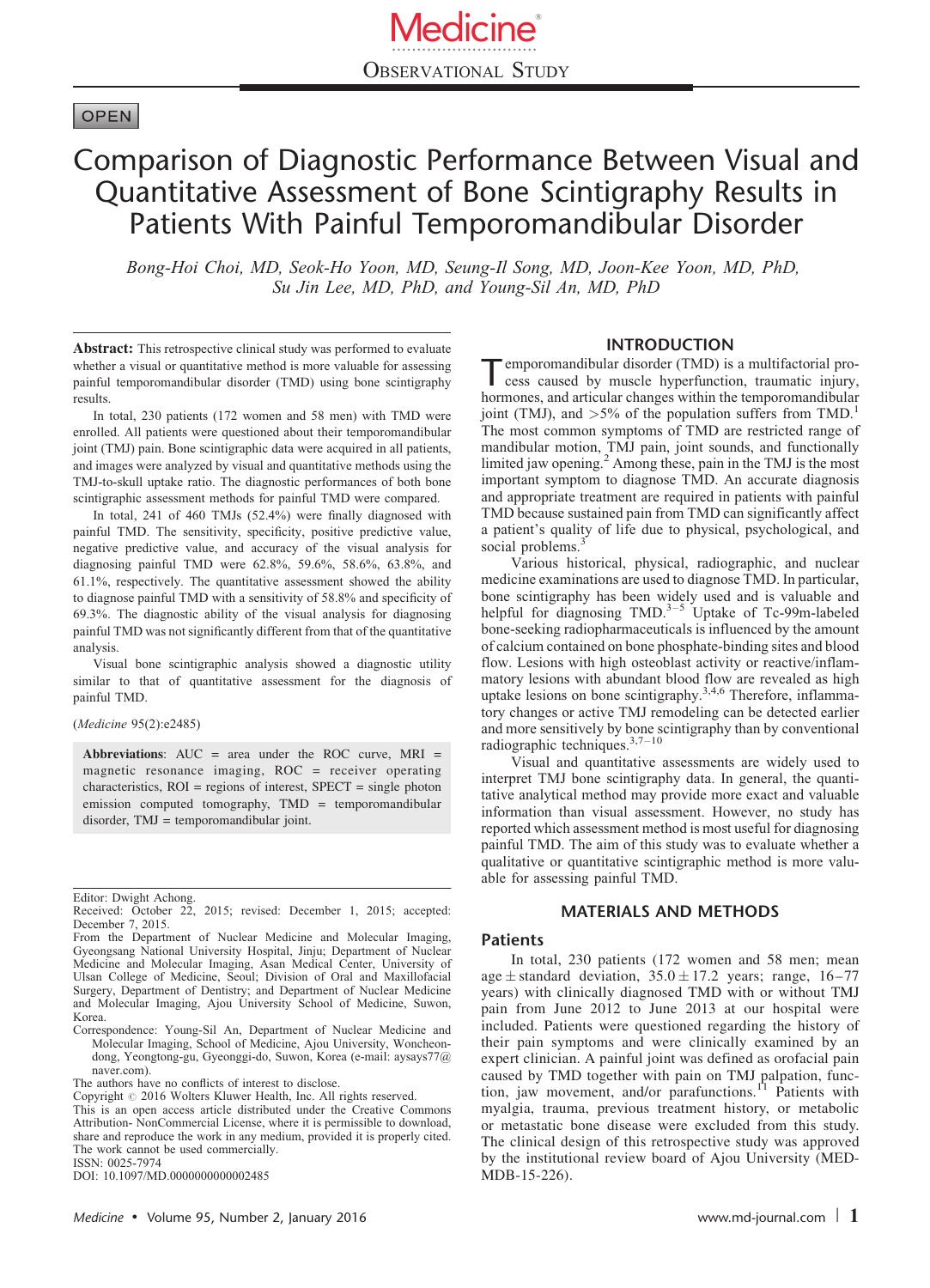OBSERVATIONAL STUDY

OPEN

# Comparison of Diagnostic Performance Between Visual and Quantitative Assessment of Bone Scintigraphy Results in Patients With Painful Temporomandibular Disorder

*Bong-Hoi Choi, MD, Seok-Ho Yoon, MD, Seung-Il Song, MD, Joon-Kee Yoon, MD, PhD, Su Jin Lee, MD, PhD, and Young-Sil An, MD, PhD*

**Abstract:** This retrospective clinical study was performed to evaluate whether a visual or quantitative method is more valuable for assessing painful temporomandibular disorder (TMD) using bone scintigraphy results.

In total, 230 patients (172 women and 58 men) with TMD were enrolled. All patients were questioned about their temporomandibular joint (TMJ) pain. Bone scintigraphic data were acquired in all patients, and images were analyzed by visual and quantitative methods using the TMJ-to-skull uptake ratio. The diagnostic performances of both bone scintigraphic assessment methods for painful TMD were compared.

In total, 241 of 460 TMJs (52.4%) were finally diagnosed with painful TMD. The sensitivity, specificity, positive predictive value, negative predictive value, and accuracy of the visual analysis for diagnosing painful TMD were 62.8%, 59.6%, 58.6%, 63.8%, and 61.1%, respectively. The quantitative assessment showed the ability to diagnose painful TMD with a sensitivity of 58.8% and specificity of 69.3%. The diagnostic ability of the visual analysis for diagnosing painful TMD was not significantly different from that of the quantitative analysis.

Visual bone scintigraphic analysis showed a diagnostic utility similar to that of quantitative assessment for the diagnosis of painful TMD.

(*Medicine* 95(2):e2485)

**Abbreviations**: AUC = area under the ROC curve, MRI = magnetic resonance imaging, ROC = receiver operating characteristics, ROI = regions of interest, SPECT = single photon emission computed tomography, TMD = temporomandibular disorder, TMJ = temporomandibular joint.

Editor: Dwight Achong.
Received: October 22, 2015; revised: December 1, 2015; accepted: December 7, 2015.
From the Department of Nuclear Medicine and Molecular Imaging, Gyeongsang National University Hospital, Jinju; Department of Nuclear Medicine and Molecular Imaging, Asan Medical Center, University of Ulsan College of Medicine, Seoul; Division of Oral and Maxillofacial Surgery, Department of Dentistry; and Department of Nuclear Medicine and Molecular Imaging, Ajou University School of Medicine, Suwon, Korea.
Correspondence: Young-Sil An, Department of Nuclear Medicine and Molecular Imaging, School of Medicine, Ajou University, Woncheon-dong, Yeongtong-gu, Gyeonggi-do, Suwon, Korea (e-mail: aysays77@naver.com).
The authors have no conflicts of interest to disclose.
Copyright © 2016 Wolters Kluwer Health, Inc. All rights reserved.
This is an open access article distributed under the Creative Commons Attribution- NonCommercial License, where it is permissible to download, share and reproduce the work in any medium, provided it is properly cited. The work cannot be used commercially.
ISSN: 0025-7974
DOI: 10.1097/MD.0000000000002485

## INTRODUCTION

Temporomandibular disorder (TMD) is a multifactorial process caused by muscle hyperfunction, traumatic injury, hormones, and articular changes within the temporomandibular joint (TMJ), and >5% of the population suffers from TMD.[1] The most common symptoms of TMD are restricted range of mandibular motion, TMJ pain, joint sounds, and functionally limited jaw opening.[2] Among these, pain in the TMJ is the most important symptom to diagnose TMD. An accurate diagnosis and appropriate treatment are required in patients with painful TMD because sustained pain from TMD can significantly affect a patient's quality of life due to physical, psychological, and social problems.[3]

Various historical, physical, radiographic, and nuclear medicine examinations are used to diagnose TMD. In particular, bone scintigraphy has been widely used and is valuable and helpful for diagnosing TMD.[3–5] Uptake of Tc-99m-labeled bone-seeking radiopharmaceuticals is influenced by the amount of calcium contained on bone phosphate-binding sites and blood flow. Lesions with high osteoblast activity or reactive/inflammatory lesions with abundant blood flow are revealed as high uptake lesions on bone scintigraphy.[3,4,6] Therefore, inflammatory changes or active TMJ remodeling can be detected earlier and more sensitively by bone scintigraphy than by conventional radiographic techniques.[3,7–10]

Visual and quantitative assessments are widely used to interpret TMJ bone scintigraphy data. In general, the quantitative analytical method may provide more exact and valuable information than visual assessment. However, no study has reported which assessment method is most useful for diagnosing painful TMD. The aim of this study was to evaluate whether a qualitative or quantitative scintigraphic method is more valuable for assessing painful TMD.

## MATERIALS AND METHODS

### Patients

In total, 230 patients (172 women and 58 men; mean age ± standard deviation, 35.0 ± 17.2 years; range, 16–77 years) with clinically diagnosed TMD with or without TMJ pain from June 2012 to June 2013 at our hospital were included. Patients were questioned regarding the history of their pain symptoms and were clinically examined by an expert clinician. A painful joint was defined as orofacial pain caused by TMD together with pain on TMJ palpation, function, jaw movement, and/or parafunctions.[11] Patients with myalgia, trauma, previous treatment history, or metabolic or metastatic bone disease were excluded from this study. The clinical design of this retrospective study was approved by the institutional review board of Ajou University (MED-MDB-15-226).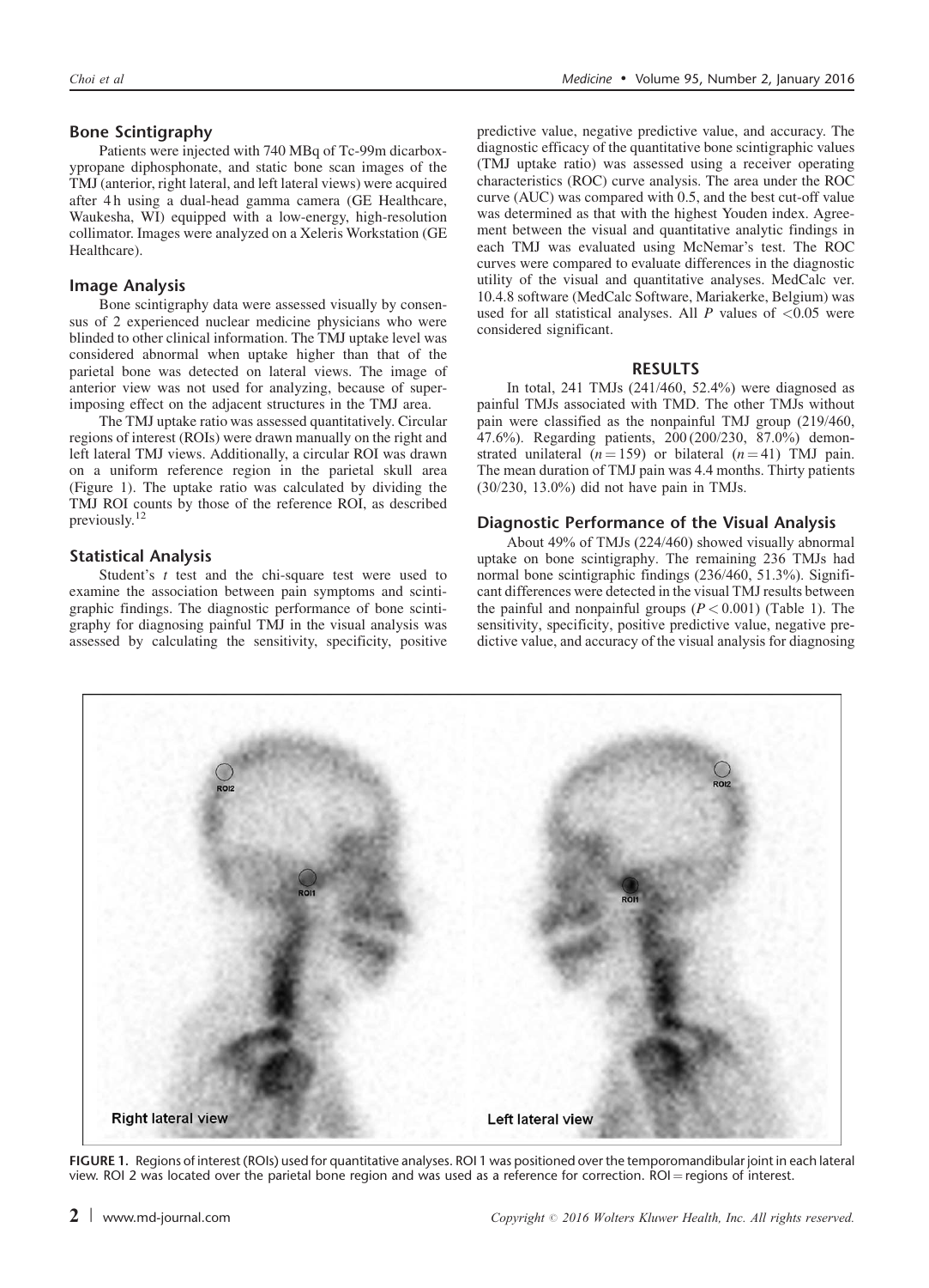## Bone Scintigraphy

Patients were injected with 740 MBq of Tc-99m dicarboxypropane diphosphonate, and static bone scan images of the TMJ (anterior, right lateral, and left lateral views) were acquired after 4 h using a dual-head gamma camera (GE Healthcare, Waukesha, WI) equipped with a low-energy, high-resolution collimator. Images were analyzed on a Xeleris Workstation (GE Healthcare).

## Image Analysis

Bone scintigraphy data were assessed visually by consensus of 2 experienced nuclear medicine physicians who were blinded to other clinical information. The TMJ uptake level was considered abnormal when uptake higher than that of the parietal bone was detected on lateral views. The image of anterior view was not used for analyzing, because of superimposing effect on the adjacent structures in the TMJ area.

The TMJ uptake ratio was assessed quantitatively. Circular regions of interest (ROIs) were drawn manually on the right and left lateral TMJ views. Additionally, a circular ROI was drawn on a uniform reference region in the parietal skull area (Figure 1). The uptake ratio was calculated by dividing the TMJ ROI counts by those of the reference ROI, as described previously.[12]

## Statistical Analysis

Student's *t* test and the chi-square test were used to examine the association between pain symptoms and scintigraphic findings. The diagnostic performance of bone scintigraphy for diagnosing painful TMJ in the visual analysis was assessed by calculating the sensitivity, specificity, positive predictive value, negative predictive value, and accuracy. The diagnostic efficacy of the quantitative bone scintigraphic values (TMJ uptake ratio) was assessed using a receiver operating characteristics (ROC) curve analysis. The area under the ROC curve (AUC) was compared with 0.5, and the best cut-off value was determined as that with the highest Youden index. Agreement between the visual and quantitative analytic findings in each TMJ was evaluated using McNemar's test. The ROC curves were compared to evaluate differences in the diagnostic utility of the visual and quantitative analyses. MedCalc ver. 10.4.8 software (MedCalc Software, Mariakerke, Belgium) was used for all statistical analyses. All *P* values of $<0.05$ were considered significant.

## RESULTS

In total, 241 TMJs (241/460, 52.4%) were diagnosed as painful TMJs associated with TMD. The other TMJs without pain were classified as the nonpainful TMJ group (219/460, 47.6%). Regarding patients, 200 (200/230, 87.0%) demonstrated unilateral ($n = 159$) or bilateral ($n = 41$) TMJ pain. The mean duration of TMJ pain was 4.4 months. Thirty patients (30/230, 13.0%) did not have pain in TMJs.

### Diagnostic Performance of the Visual Analysis

About 49% of TMJs (224/460) showed visually abnormal uptake on bone scintigraphy. The remaining 236 TMJs had normal bone scintigraphic findings (236/460, 51.3%). Significant differences were detected in the visual TMJ results between the painful and nonpainful groups ($P < 0.001$) (Table 1). The sensitivity, specificity, positive predictive value, negative predictive value, and accuracy of the visual analysis for diagnosing

**FIGURE 1.** Regions of interest (ROIs) used for quantitative analyses. ROI 1 was positioned over the temporomandibular joint in each lateral view. ROI 2 was located over the parietal bone region and was used as a reference for correction. ROI = regions of interest.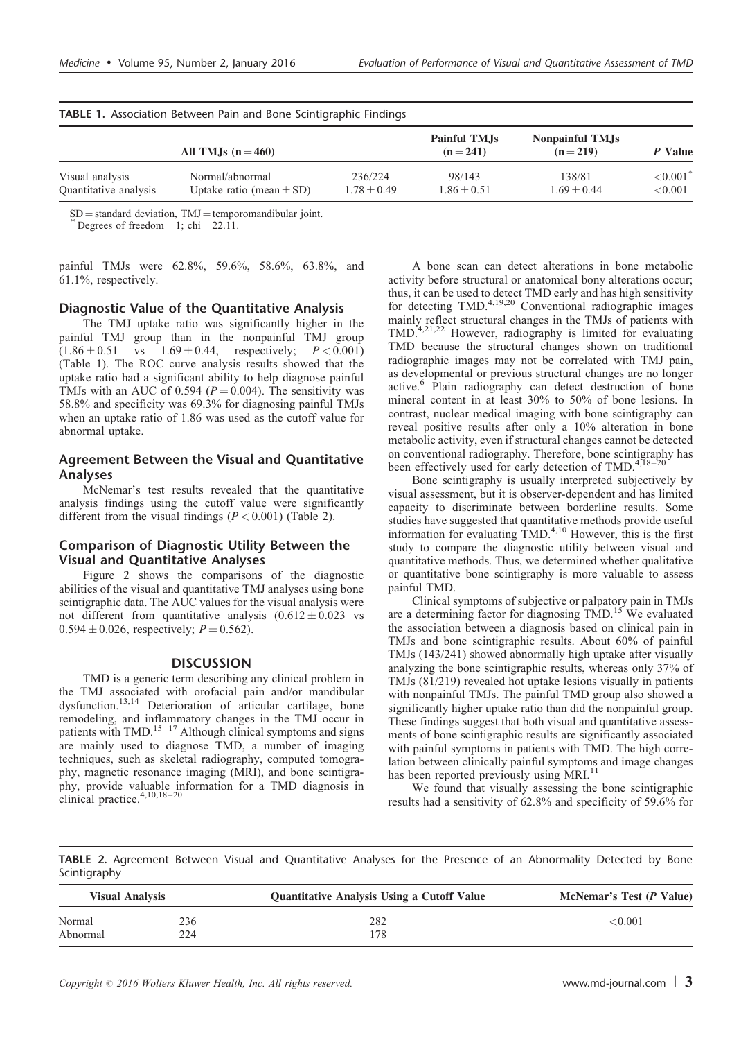**TABLE 1.** Association Between Pain and Bone Scintigraphic Findings

| | All TMJs (n = 460) | | Painful TMJs (n = 241) | Nonpainful TMJs (n = 219) | P Value |
|---|---|---|---|---|---|
| Visual analysis | Normal/abnormal | 236/224 | 98/143 | 138/81 | <0.001* |
| Quantitative analysis | Uptake ratio (mean ± SD) | 1.78 ± 0.49 | 1.86 ± 0.51 | 1.69 ± 0.44 | <0.001 |

SD = standard deviation, TMJ = temporomandibular joint.
\* Degrees of freedom = 1; chi = 22.11.

painful TMJs were 62.8%, 59.6%, 58.6%, 63.8%, and 61.1%, respectively.

### Diagnostic Value of the Quantitative Analysis

The TMJ uptake ratio was significantly higher in the painful TMJ group than in the nonpainful TMJ group (1.86 ± 0.51 vs 1.69 ± 0.44, respectively; $P < 0.001$) (Table 1). The ROC curve analysis results showed that the uptake ratio had a significant ability to help diagnose painful TMJs with an AUC of 0.594 ($P = 0.004$). The sensitivity was 58.8% and specificity was 69.3% for diagnosing painful TMJs when an uptake ratio of 1.86 was used as the cutoff value for abnormal uptake.

### Agreement Between the Visual and Quantitative Analyses

McNemar's test results revealed that the quantitative analysis findings using the cutoff value were significantly different from the visual findings ($P < 0.001$) (Table 2).

### Comparison of Diagnostic Utility Between the Visual and Quantitative Analyses

Figure 2 shows the comparisons of the diagnostic abilities of the visual and quantitative TMJ analyses using bone scintigraphic data. The AUC values for the visual analysis were not different from quantitative analysis (0.612 ± 0.023 vs 0.594 ± 0.026, respectively; $P = 0.562$).

## DISCUSSION

TMD is a generic term describing any clinical problem in the TMJ associated with orofacial pain and/or mandibular dysfunction.[13,14] Deterioration of articular cartilage, bone remodeling, and inflammatory changes in the TMJ occur in patients with TMD.[15–17] Although clinical symptoms and signs are mainly used to diagnose TMD, a number of imaging techniques, such as skeletal radiography, computed tomography, magnetic resonance imaging (MRI), and bone scintigraphy, provide valuable information for a TMD diagnosis in clinical practice.[4,10,18–20]

A bone scan can detect alterations in bone metabolic activity before structural or anatomical bony alterations occur; thus, it can be used to detect TMD early and has high sensitivity for detecting TMD.[4,19,20] Conventional radiographic images mainly reflect structural changes in the TMJs of patients with TMD.[4,21,22] However, radiography is limited for evaluating TMD because the structural changes shown on traditional radiographic images may not be correlated with TMJ pain, as developmental or previous structural changes are no longer active.[6] Plain radiography can detect destruction of bone mineral content in at least 30% to 50% of bone lesions. In contrast, nuclear medical imaging with bone scintigraphy can reveal positive results after only a 10% alteration in bone metabolic activity, even if structural changes cannot be detected on conventional radiography. Therefore, bone scintigraphy has been effectively used for early detection of TMD.[4,18–20]

Bone scintigraphy is usually interpreted subjectively by visual assessment, but it is observer-dependent and has limited capacity to discriminate between borderline results. Some studies have suggested that quantitative methods provide useful information for evaluating TMD.[4,10] However, this is the first study to compare the diagnostic utility between visual and quantitative methods. Thus, we determined whether qualitative or quantitative bone scintigraphy is more valuable to assess painful TMD.

Clinical symptoms of subjective or palpatory pain in TMJs are a determining factor for diagnosing TMD.[15] We evaluated the association between a diagnosis based on clinical pain in TMJs and bone scintigraphic results. About 60% of painful TMJs (143/241) showed abnormally high uptake after visually analyzing the bone scintigraphic results, whereas only 37% of TMJs (81/219) revealed hot uptake lesions visually in patients with nonpainful TMJs. The painful TMD group also showed a significantly higher uptake ratio than did the nonpainful group. These findings suggest that both visual and quantitative assessments of bone scintigraphic results are significantly associated with painful symptoms in patients with TMD. The high correlation between clinically painful symptoms and image changes has been reported previously using MRI.[11]

We found that visually assessing the bone scintigraphic results had a sensitivity of 62.8% and specificity of 59.6% for

**TABLE 2.** Agreement Between Visual and Quantitative Analyses for the Presence of an Abnormality Detected by Bone Scintigraphy

| Visual Analysis | | Quantitative Analysis Using a Cutoff Value | McNemar's Test (P Value) |
|---|---|---|---|
| Normal | 236 | 282 | <0.001 |
| Abnormal | 224 | 178 | |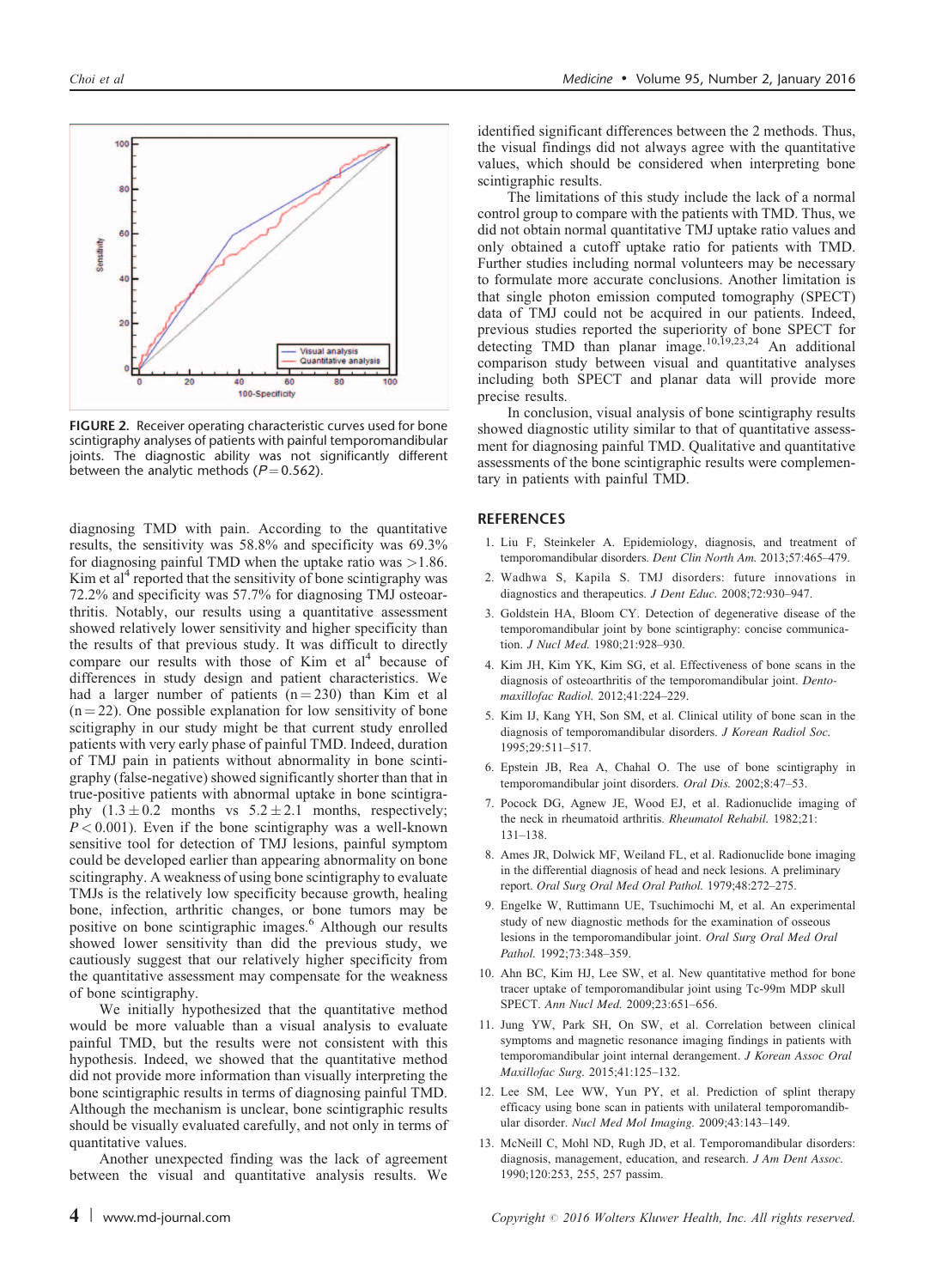FIGURE 2. Receiver operating characteristic curves used for bone scintigraphy analyses of patients with painful temporomandibular joints. The diagnostic ability was not significantly different between the analytic methods ($P = 0.562$).

diagnosing TMD with pain. According to the quantitative results, the sensitivity was 58.8% and specificity was 69.3% for diagnosing painful TMD when the uptake ratio was >1.86. Kim et al[4] reported that the sensitivity of bone scintigraphy was 72.2% and specificity was 57.7% for diagnosing TMJ osteoarthritis. Notably, our results using a quantitative assessment showed relatively lower sensitivity and higher specificity than the results of that previous study. It was difficult to directly compare our results with those of Kim et al[4] because of differences in study design and patient characteristics. We had a larger number of patients (n = 230) than Kim et al (n = 22). One possible explanation for low sensitivity of bone scitigraphy in our study might be that current study enrolled patients with very early phase of painful TMD. Indeed, duration of TMJ pain in patients without abnormality in bone scintigraphy (false-negative) showed significantly shorter than that in true-positive patients with abnormal uptake in bone scintigraphy ($1.3 \pm 0.2$ months vs $5.2 \pm 2.1$ months, respectively; $P < 0.001$). Even if the bone scintigraphy was a well-known sensitive tool for detection of TMJ lesions, painful symptom could be developed earlier than appearing abnormality on bone scitingraphy. A weakness of using bone scintigraphy to evaluate TMJs is the relatively low specificity because osseous growth, healing bone, infection, arthritic changes, or bone tumors may be positive on bone scintigraphic images.[6] Although our results showed lower sensitivity than did the previous study, we cautiously suggest that our relatively higher specificity from the quantitative assessment may compensate for the weakness of bone scintigraphy.

We initially hypothesized that the quantitative method would be more valuable than a visual analysis to evaluate painful TMD, but the results were not consistent with this hypothesis. Indeed, we showed that the quantitative method did not provide more information than visually interpreting the bone scintigraphic results in terms of diagnosing painful TMD. Although the mechanism is unclear, bone scintigraphic results should be visually evaluated carefully, and not only in terms of quantitative values.

Another unexpected finding was the lack of agreement between the visual and quantitative analysis results. We identified significant differences between the 2 methods. Thus, the visual findings did not always agree with the quantitative values, which should be considered when interpreting bone scintigraphic results.

The limitations of this study include the lack of a normal control group to compare with the patients with TMD. Thus, we did not obtain normal quantitative TMJ uptake ratio values and only obtained a cutoff uptake ratio for patients with TMD. Further studies including normal volunteers may be necessary to formulate more accurate conclusions. Another limitation is that single photon emission computed tomography (SPECT) data of TMJ could not be acquired in our patients. Indeed, previous studies reported the superiority of bone SPECT for detecting TMD than planar image.[10,19,23,24] An additional comparison study between visual and quantitative analyses including both SPECT and planar data will provide more precise results.

In conclusion, visual analysis of bone scintigraphy results showed diagnostic utility similar to that of quantitative assessment for diagnosing painful TMD. Qualitative and quantitative assessments of the bone scintigraphic results were complementary in patients with painful TMD.

## REFERENCES

1. Liu F, Steinkeler A. Epidemiology, diagnosis, and treatment of temporomandibular disorders. *Dent Clin North Am.* 2013;57:465–479.
2. Wadhwa S, Kapila S. TMJ disorders: future innovations in diagnostics and therapeutics. *J Dent Educ.* 2008;72:930–947.
3. Goldstein HA, Bloom CY. Detection of degenerative disease of the temporomandibular joint by bone scintigraphy: concise communication. *J Nucl Med.* 1980;21:928–930.
4. Kim JH, Kim YK, Kim SG, et al. Effectiveness of bone scans in the diagnosis of osteoarthritis of the temporomandibular joint. *Dentomaxillofac Radiol.* 2012;41:224–229.
5. Kim IJ, Kang YH, Son SM, et al. Clinical utility of bone scan in the diagnosis of temporomandibular disorders. *J Korean Radiol Soc.* 1995;29:511–517.
6. Epstein JB, Rea A, Chahal O. The use of bone scintigraphy in temporomandibular joint disorders. *Oral Dis.* 2002;8:47–53.
7. Pocock DG, Agnew JE, Wood EJ, et al. Radionuclide imaging of the neck in rheumatoid arthritis. *Rheumatol Rehabil.* 1982;21: 131–138.
8. Ames JR, Dolwick MF, Weiland FL, et al. Radionuclide bone imaging in the differential diagnosis of head and neck lesions. A preliminary report. *Oral Surg Oral Med Oral Pathol.* 1979;48:272–275.
9. Engelke W, Ruttimann UE, Tsuchimochi M, et al. An experimental study of new diagnostic methods for the examination of osseous lesions in the temporomandibular joint. *Oral Surg Oral Med Oral Pathol.* 1992;73:348–359.
10. Ahn BC, Kim HJ, Lee SW, et al. New quantitative method for bone tracer uptake of temporomandibular joint using Tc-99m MDP skull SPECT. *Ann Nucl Med.* 2009;23:651–656.
11. Jung YW, Park SH, On SW, et al. Correlation between clinical symptoms and magnetic resonance imaging findings in patients with temporomandibular joint internal derangement. *J Korean Assoc Oral Maxillofac Surg.* 2015;41:125–132.
12. Lee SM, Lee WW, Yun PY, et al. Prediction of splint therapy efficacy using bone scan in patients with unilateral temporomandibular disorder. *Nucl Med Mol Imaging.* 2009;43:143–149.
13. McNeill C, Mohl ND, Rugh JD, et al. Temporomandibular disorders: diagnosis, management, education, and research. *J Am Dent Assoc.* 1990;120:253, 255, 257 passim.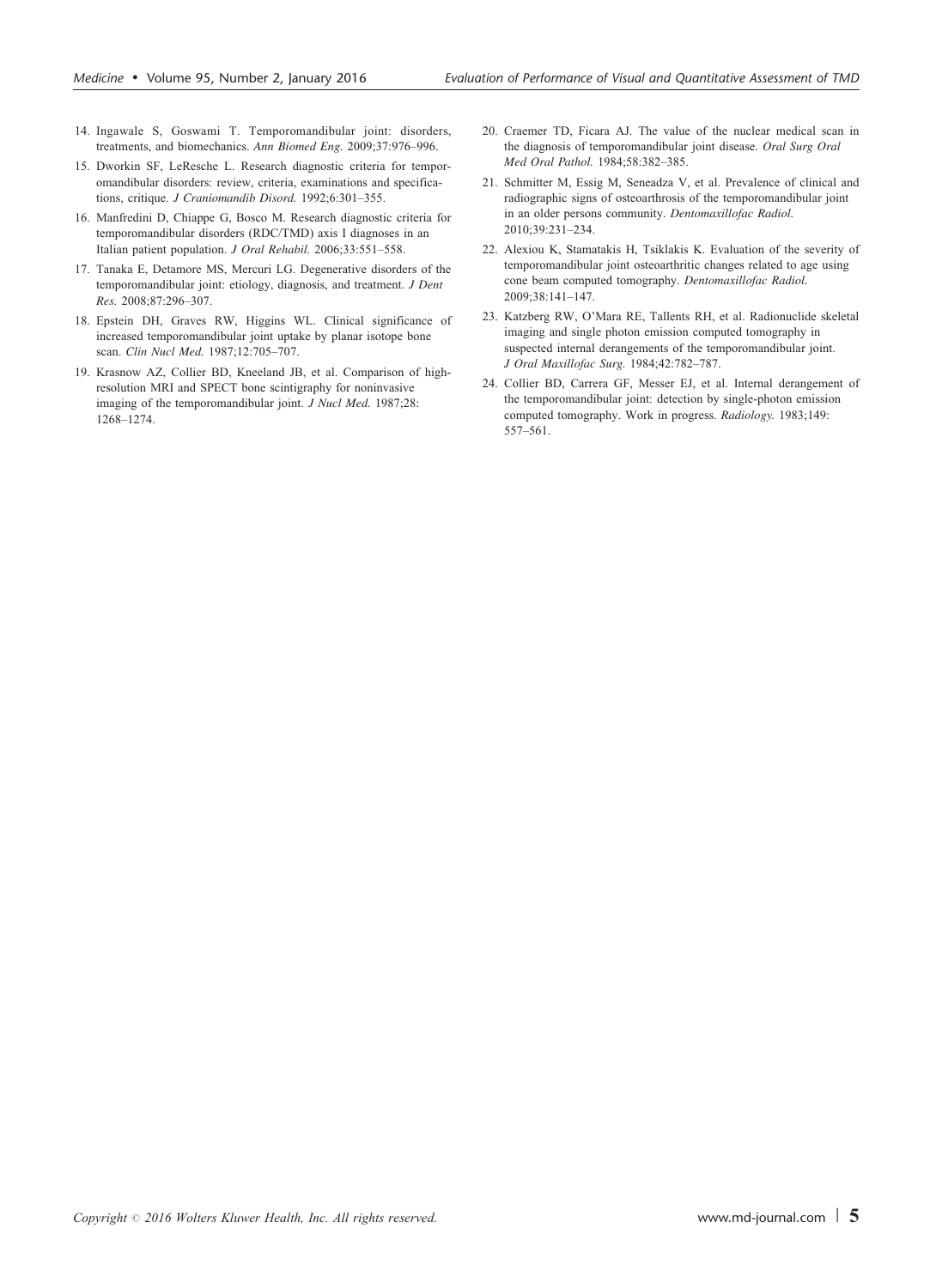14. Ingawale S, Goswami T. Temporomandibular joint: disorders, treatments, and biomechanics. *Ann Biomed Eng.* 2009;37:976–996.
15. Dworkin SF, LeResche L. Research diagnostic criteria for temporomandibular disorders: review, criteria, examinations and specifications, critique. *J Craniomandib Disord.* 1992;6:301–355.
16. Manfredini D, Chiappe G, Bosco M. Research diagnostic criteria for temporomandibular disorders (RDC/TMD) axis I diagnoses in an Italian patient population. *J Oral Rehabil.* 2006;33:551–558.
17. Tanaka E, Detamore MS, Mercuri LG. Degenerative disorders of the temporomandibular joint: etiology, diagnosis, and treatment. *J Dent Res.* 2008;87:296–307.
18. Epstein DH, Graves RW, Higgins WL. Clinical significance of increased temporomandibular joint uptake by planar isotope bone scan. *Clin Nucl Med.* 1987;12:705–707.
19. Krasnow AZ, Collier BD, Kneeland JB, et al. Comparison of high-resolution MRI and SPECT bone scintigraphy for noninvasive imaging of the temporomandibular joint. *J Nucl Med.* 1987;28: 1268–1274.
20. Craemer TD, Ficara AJ. The value of the nuclear medical scan in the diagnosis of temporomandibular joint disease. *Oral Surg Oral Med Oral Pathol.* 1984;58:382–385.
21. Schmitter M, Essig M, Seneadza V, et al. Prevalence of clinical and radiographic signs of osteoarthrosis of the temporomandibular joint in an older persons community. *Dentomaxillofac Radiol.* 2010;39:231–234.
22. Alexiou K, Stamatakis H, Tsiklakis K. Evaluation of the severity of temporomandibular joint osteoarthritic changes related to age using cone beam computed tomography. *Dentomaxillofac Radiol.* 2009;38:141–147.
23. Katzberg RW, O'Mara RE, Tallents RH, et al. Radionuclide skeletal imaging and single photon emission computed tomography in suspected internal derangements of the temporomandibular joint. *J Oral Maxillofac Surg.* 1984;42:782–787.
24. Collier BD, Carrera GF, Messer EJ, et al. Internal derangement of the temporomandibular joint: detection by single-photon emission computed tomography. Work in progress. *Radiology.* 1983;149: 557–561.